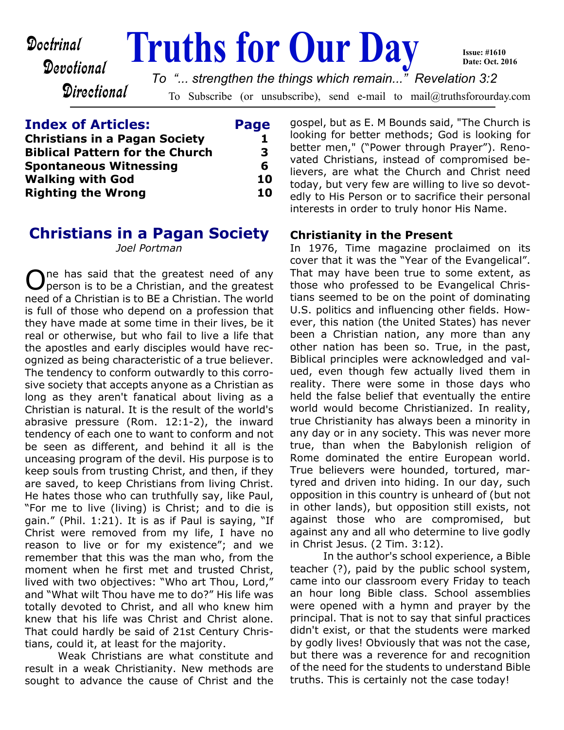Doctrinal
Devotional
Directional

# Truths for Our Day

Issue: #1610
Date: Oct. 2016

*To "... strengthen the things which remain..." Revelation 3:2*

To Subscribe (or unsubscribe), send e-mail to mail@truthsforourday.com

## Index of Articles:

| Article | Page |
|---|---|
| **Christians in a Pagan Society** | **1** |
| **Biblical Pattern for the Church** | **3** |
| **Spontaneous Witnessing** | **6** |
| **Walking with God** | **10** |
| **Righting the Wrong** | **10** |

## Christians in a Pagan Society

*Joel Portman*

One has said that the greatest need of any person is to be a Christian, and the greatest need of a Christian is to BE a Christian. The world is full of those who depend on a profession that they have made at some time in their lives, be it real or otherwise, but who fail to live a life that the apostles and early disciples would have recognized as being characteristic of a true believer. The tendency to conform outwardly to this corrosive society that accepts anyone as a Christian as long as they aren't fanatical about living as a Christian is natural. It is the result of the world's abrasive pressure (Rom. 12:1-2), the inward tendency of each one to want to conform and not be seen as different, and behind it all is the unceasing program of the devil. His purpose is to keep souls from trusting Christ, and then, if they are saved, to keep Christians from living Christ. He hates those who can truthfully say, like Paul, "For me to live (living) is Christ; and to die is gain." (Phil. 1:21). It is as if Paul is saying, "If Christ were removed from my life, I have no reason to live or for my existence"; and we remember that this was the man who, from the moment when he first met and trusted Christ, lived with two objectives: "Who art Thou, Lord," and "What wilt Thou have me to do?" His life was totally devoted to Christ, and all who knew him knew that his life was Christ and Christ alone. That could hardly be said of 21st Century Christians, could it, at least for the majority.

Weak Christians are what constitute and result in a weak Christianity. New methods are sought to advance the cause of Christ and the gospel, but as E. M Bounds said, "The Church is looking for better methods; God is looking for better men," ("Power through Prayer"). Renovated Christians, instead of compromised believers, are what the Church and Christ need today, but very few are willing to live so devotedly to His Person or to sacrifice their personal interests in order to truly honor His Name.

### Christianity in the Present

In 1976, Time magazine proclaimed on its cover that it was the "Year of the Evangelical". That may have been true to some extent, as those who professed to be Evangelical Christians seemed to be on the point of dominating U.S. politics and influencing other fields. However, this nation (the United States) has never been a Christian nation, any more than any other nation has been so. True, in the past, Biblical principles were acknowledged and valued, even though few actually lived them in reality. There were some in those days who held the false belief that eventually the entire world would become Christianized. In reality, true Christianity has always been a minority in any day or in any society. This was never more true, than when the Babylonish religion of Rome dominated the entire European world. True believers were hounded, tortured, martyred and driven into hiding. In our day, such opposition in this country is unheard of (but not in other lands), but opposition still exists, not against those who are compromised, but against any and all who determine to live godly in Christ Jesus. (2 Tim. 3:12).

In the author's school experience, a Bible teacher (?), paid by the public school system, came into our classroom every Friday to teach an hour long Bible class. School assemblies were opened with a hymn and prayer by the principal. That is not to say that sinful practices didn't exist, or that the students were marked by godly lives! Obviously that was not the case, but there was a reverence for and recognition of the need for the students to understand Bible truths. This is certainly not the case today!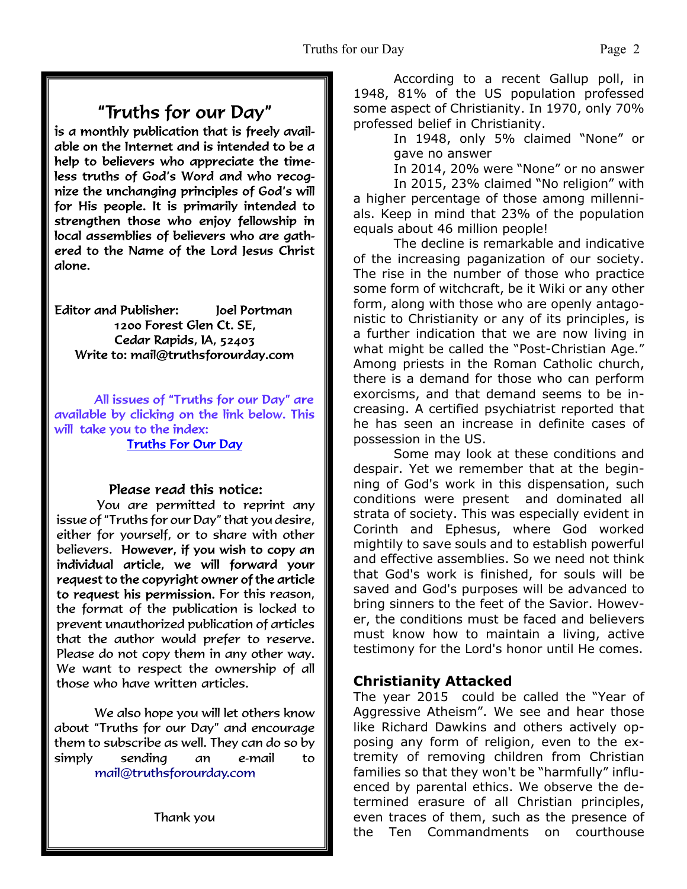## "Truths for our Day"

**is a monthly publication that is freely available on the Internet and is intended to be a help to believers who appreciate the timeless truths of God's Word and who recognize the unchanging principles of God's will for His people. It is primarily intended to strengthen those who enjoy fellowship in local assemblies of believers who are gathered to the Name of the Lord Jesus Christ alone.**

**Editor and Publisher: Joel Portman**
**1200 Forest Glen Ct. SE,**
**Cedar Rapids, IA, 52403**
**Write to: mail@truthsforourday.com**

All issues of "Truths for our Day" are available by clicking on the link below. This will take you to the index:

Truths For Our Day

**Please read this notice:**

You are permitted to reprint any issue of "Truths for our Day" that you desire, either for yourself, or to share with other believers. **However, if you wish to copy an individual article, we will forward your request to the copyright owner of the article to request his permission.** For this reason, the format of the publication is locked to prevent unauthorized publication of articles that the author would prefer to reserve. Please do not copy them in any other way. We want to respect the ownership of all those who have written articles.

We also hope you will let others know about "Truths for our Day" and encourage them to subscribe as well. They can do so by simply sending an e-mail to mail@truthsforourday.com

Thank you

According to a recent Gallup poll, in 1948, 81% of the US population professed some aspect of Christianity. In 1970, only 70% professed belief in Christianity.

In 1948, only 5% claimed "None" or gave no answer

In 2014, 20% were "None" or no answer

In 2015, 23% claimed "No religion" with a higher percentage of those among millennials. Keep in mind that 23% of the population equals about 46 million people!

The decline is remarkable and indicative of the increasing paganization of our society. The rise in the number of those who practice some form of witchcraft, be it Wiki or any other form, along with those who are openly antagonistic to Christianity or any of its principles, is a further indication that we are now living in what might be called the "Post-Christian Age." Among priests in the Roman Catholic church, there is a demand for those who can perform exorcisms, and that demand seems to be increasing. A certified psychiatrist reported that he has seen an increase in definite cases of possession in the US.

Some may look at these conditions and despair. Yet we remember that at the beginning of God's work in this dispensation, such conditions were present and dominated all strata of society. This was especially evident in Corinth and Ephesus, where God worked mightily to save souls and to establish powerful and effective assemblies. So we need not think that God's work is finished, for souls will be saved and God's purposes will be advanced to bring sinners to the feet of the Savior. However, the conditions must be faced and believers must know how to maintain a living, active testimony for the Lord's honor until He comes.

### Christianity Attacked

The year 2015 could be called the "Year of Aggressive Atheism". We see and hear those like Richard Dawkins and others actively opposing any form of religion, even to the extremity of removing children from Christian families so that they won't be "harmfully" influenced by parental ethics. We observe the determined erasure of all Christian principles, even traces of them, such as the presence of the Ten Commandments on courthouse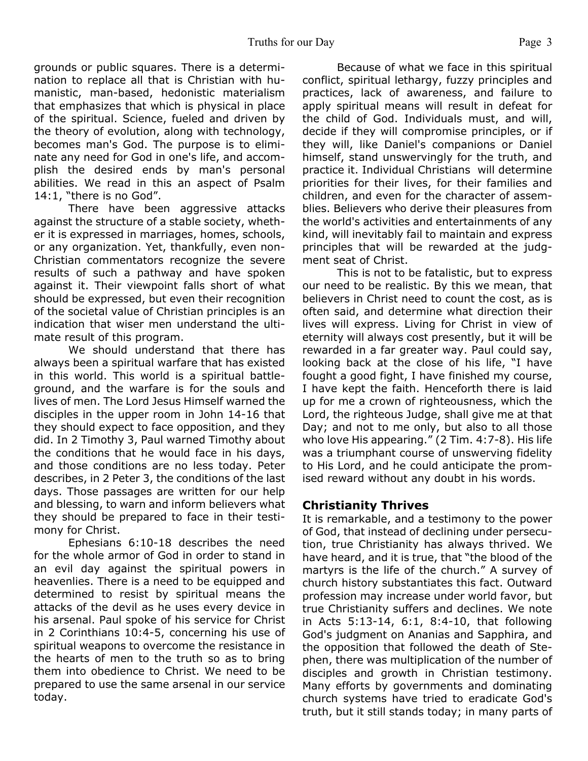grounds or public squares. There is a determination to replace all that is Christian with humanistic, man-based, hedonistic materialism that emphasizes that which is physical in place of the spiritual. Science, fueled and driven by the theory of evolution, along with technology, becomes man's God. The purpose is to eliminate any need for God in one's life, and accomplish the desired ends by man's personal abilities. We read in this an aspect of Psalm 14:1, "there is no God".

There have been aggressive attacks against the structure of a stable society, whether it is expressed in marriages, homes, schools, or any organization. Yet, thankfully, even non-Christian commentators recognize the severe results of such a pathway and have spoken against it. Their viewpoint falls short of what should be expressed, but even their recognition of the societal value of Christian principles is an indication that wiser men understand the ultimate result of this program.

We should understand that there has always been a spiritual warfare that has existed in this world. This world is a spiritual battleground, and the warfare is for the souls and lives of men. The Lord Jesus Himself warned the disciples in the upper room in John 14-16 that they should expect to face opposition, and they did. In 2 Timothy 3, Paul warned Timothy about the conditions that he would face in his days, and those conditions are no less today. Peter describes, in 2 Peter 3, the conditions of the last days. Those passages are written for our help and blessing, to warn and inform believers what they should be prepared to face in their testimony for Christ.

Ephesians 6:10-18 describes the need for the whole armor of God in order to stand in an evil day against the spiritual powers in heavenlies. There is a need to be equipped and determined to resist by spiritual means the attacks of the devil as he uses every device in his arsenal. Paul spoke of his service for Christ in 2 Corinthians 10:4-5, concerning his use of spiritual weapons to overcome the resistance in the hearts of men to the truth so as to bring them into obedience to Christ. We need to be prepared to use the same arsenal in our service today.

Because of what we face in this spiritual conflict, spiritual lethargy, fuzzy principles and practices, lack of awareness, and failure to apply spiritual means will result in defeat for the child of God. Individuals must, and will, decide if they will compromise principles, or if they will, like Daniel's companions or Daniel himself, stand unswervingly for the truth, and practice it. Individual Christians will determine priorities for their lives, for their families and children, and even for the character of assemblies. Believers who derive their pleasures from the world's activities and entertainments of any kind, will inevitably fail to maintain and express principles that will be rewarded at the judgment seat of Christ.

This is not to be fatalistic, but to express our need to be realistic. By this we mean, that believers in Christ need to count the cost, as is often said, and determine what direction their lives will express. Living for Christ in view of eternity will always cost presently, but it will be rewarded in a far greater way. Paul could say, looking back at the close of his life, "I have fought a good fight, I have finished my course, I have kept the faith. Henceforth there is laid up for me a crown of righteousness, which the Lord, the righteous Judge, shall give me at that Day; and not to me only, but also to all those who love His appearing." (2 Tim. 4:7-8). His life was a triumphant course of unswerving fidelity to His Lord, and he could anticipate the promised reward without any doubt in his words.

## Christianity Thrives

It is remarkable, and a testimony to the power of God, that instead of declining under persecution, true Christianity has always thrived. We have heard, and it is true, that "the blood of the martyrs is the life of the church." A survey of church history substantiates this fact. Outward profession may increase under world favor, but true Christianity suffers and declines. We note in Acts 5:13-14, 6:1, 8:4-10, that following God's judgment on Ananias and Sapphira, and the opposition that followed the death of Stephen, there was multiplication of the number of disciples and growth in Christian testimony. Many efforts by governments and dominating church systems have tried to eradicate God's truth, but it still stands today; in many parts of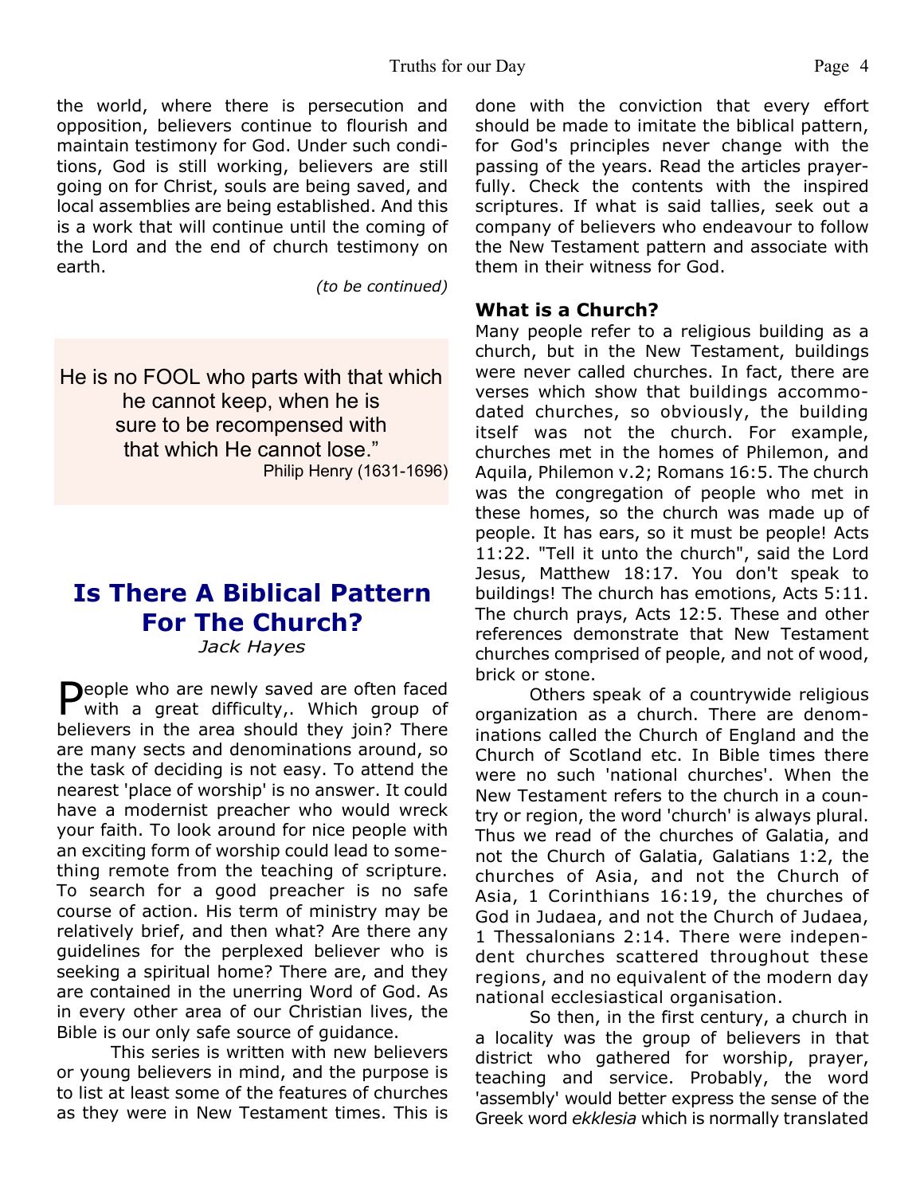the world, where there is persecution and opposition, believers continue to flourish and maintain testimony for God. Under such conditions, God is still working, believers are still going on for Christ, souls are being saved, and local assemblies are being established. And this is a work that will continue until the coming of the Lord and the end of church testimony on earth.

*(to be continued)*

> He is no FOOL who parts with that which he cannot keep, when he is sure to be recompensed with that which He cannot lose."
>
> Philip Henry (1631-1696)

# Is There A Biblical Pattern For The Church?

*Jack Hayes*

People who are newly saved are often faced with a great difficulty,. Which group of believers in the area should they join? There are many sects and denominations around, so the task of deciding is not easy. To attend the nearest 'place of worship' is no answer. It could have a modernist preacher who would wreck your faith. To look around for nice people with an exciting form of worship could lead to something remote from the teaching of scripture. To search for a good preacher is no safe course of action. His term of ministry may be relatively brief, and then what? Are there any guidelines for the perplexed believer who is seeking a spiritual home? There are, and they are contained in the unerring Word of God. As in every other area of our Christian lives, the Bible is our only safe source of guidance.

This series is written with new believers or young believers in mind, and the purpose is to list at least some of the features of churches as they were in New Testament times. This is done with the conviction that every effort should be made to imitate the biblical pattern, for God's principles never change with the passing of the years. Read the articles prayerfully. Check the contents with the inspired scriptures. If what is said tallies, seek out a company of believers who endeavour to follow the New Testament pattern and associate with them in their witness for God.

**What is a Church?**

Many people refer to a religious building as a church, but in the New Testament, buildings were never called churches. In fact, there are verses which show that buildings accommodated churches, so obviously, the building itself was not the church. For example, churches met in the homes of Philemon, and Aquila, Philemon v.2; Romans 16:5. The church was the congregation of people who met in these homes, so the church was made up of people. It has ears, so it must be people! Acts 11:22. "Tell it unto the church", said the Lord Jesus, Matthew 18:17. You don't speak to buildings! The church has emotions, Acts 5:11. The church prays, Acts 12:5. These and other references demonstrate that New Testament churches comprised of people, and not of wood, brick or stone.

Others speak of a countrywide religious organization as a church. There are denominations called the Church of England and the Church of Scotland etc. In Bible times there were no such 'national churches'. When the New Testament refers to the church in a country or region, the word 'church' is always plural. Thus we read of the churches of Galatia, and not the Church of Galatia, Galatians 1:2, the churches of Asia, and not the Church of Asia, 1 Corinthians 16:19, the churches of God in Judaea, and not the Church of Judaea, 1 Thessalonians 2:14. There were independent churches scattered throughout these regions, and no equivalent of the modern day national ecclesiastical organisation.

So then, in the first century, a church in a locality was the group of believers in that district who gathered for worship, prayer, teaching and service. Probably, the word 'assembly' would better express the sense of the Greek word *ekklesia* which is normally translated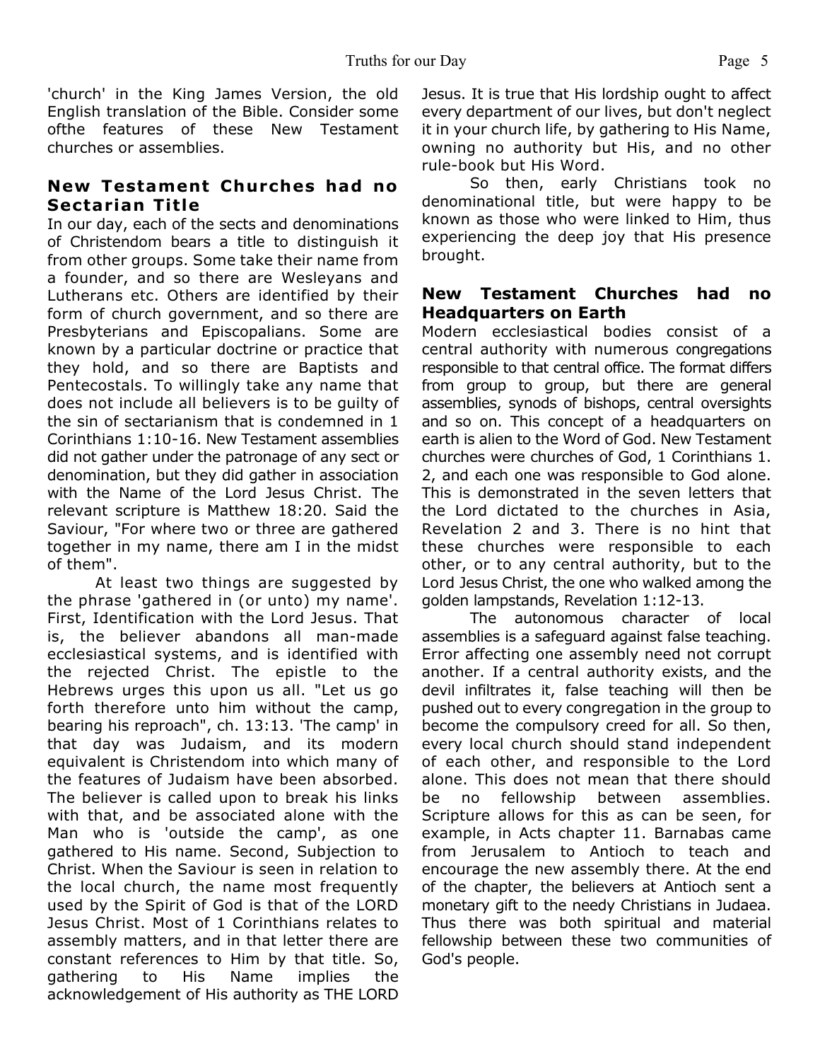'church' in the King James Version, the old English translation of the Bible. Consider some ofthe features of these New Testament churches or assemblies.

## New Testament Churches had no Sectarian Title

In our day, each of the sects and denominations of Christendom bears a title to distinguish it from other groups. Some take their name from a founder, and so there are Wesleyans and Lutherans etc. Others are identified by their form of church government, and so there are Presbyterians and Episcopalians. Some are known by a particular doctrine or practice that they hold, and so there are Baptists and Pentecostals. To willingly take any name that does not include all believers is to be guilty of the sin of sectarianism that is condemned in 1 Corinthians 1:10-16. New Testament assemblies did not gather under the patronage of any sect or denomination, but they did gather in association with the Name of the Lord Jesus Christ. The relevant scripture is Matthew 18:20. Said the Saviour, "For where two or three are gathered together in my name, there am I in the midst of them".

At least two things are suggested by the phrase 'gathered in (or unto) my name'. First, Identification with the Lord Jesus. That is, the believer abandons all man-made ecclesiastical systems, and is identified with the rejected Christ. The epistle to the Hebrews urges this upon us all. "Let us go forth therefore unto him without the camp, bearing his reproach", ch. 13:13. 'The camp' in that day was Judaism, and its modern equivalent is Christendom into which many of the features of Judaism have been absorbed. The believer is called upon to break his links with that, and be associated alone with the Man who is 'outside the camp', as one gathered to His name. Second, Subjection to Christ. When the Saviour is seen in relation to the local church, the name most frequently used by the Spirit of God is that of the LORD Jesus Christ. Most of 1 Corinthians relates to assembly matters, and in that letter there are constant references to Him by that title. So, gathering to His Name implies the acknowledgement of His authority as THE LORD Jesus. It is true that His lordship ought to affect every department of our lives, but don't neglect it in your church life, by gathering to His Name, owning no authority but His, and no other rule-book but His Word.

So then, early Christians took no denominational title, but were happy to be known as those who were linked to Him, thus experiencing the deep joy that His presence brought.

## New Testament Churches had no Headquarters on Earth

Modern ecclesiastical bodies consist of a central authority with numerous congregations responsible to that central office. The format differs from group to group, but there are general assemblies, synods of bishops, central oversights and so on. This concept of a headquarters on earth is alien to the Word of God. New Testament churches were churches of God, 1 Corinthians 1. 2, and each one was responsible to God alone. This is demonstrated in the seven letters that the Lord dictated to the churches in Asia, Revelation 2 and 3. There is no hint that these churches were responsible to each other, or to any central authority, but to the Lord Jesus Christ, the one who walked among the golden lampstands, Revelation 1:12-13.

The autonomous character of local assemblies is a safeguard against false teaching. Error affecting one assembly need not corrupt another. If a central authority exists, and the devil infiltrates it, false teaching will then be pushed out to every congregation in the group to become the compulsory creed for all. So then, every local church should stand independent of each other, and responsible to the Lord alone. This does not mean that there should be no fellowship between assemblies. Scripture allows for this as can be seen, for example, in Acts chapter 11. Barnabas came from Jerusalem to Antioch to teach and encourage the new assembly there. At the end of the chapter, the believers at Antioch sent a monetary gift to the needy Christians in Judaea. Thus there was both spiritual and material fellowship between these two communities of God's people.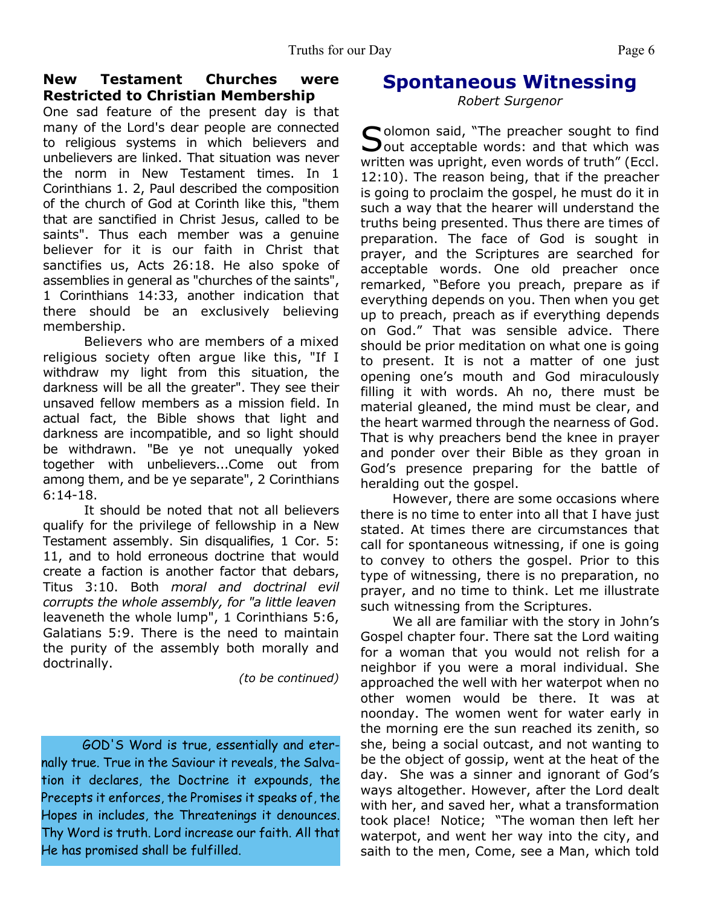**New Testament Churches were Restricted to Christian Membership**

One sad feature of the present day is that many of the Lord's dear people are connected to religious systems in which believers and unbelievers are linked. That situation was never the norm in New Testament times. In 1 Corinthians 1. 2, Paul described the composition of the church of God at Corinth like this, "them that are sanctified in Christ Jesus, called to be saints". Thus each member was a genuine believer for it is our faith in Christ that sanctifies us, Acts 26:18. He also spoke of assemblies in general as "churches of the saints", 1 Corinthians 14:33, another indication that there should be an exclusively believing membership.

Believers who are members of a mixed religious society often argue like this, "If I withdraw my light from this situation, the darkness will be all the greater". They see their unsaved fellow members as a mission field. In actual fact, the Bible shows that light and darkness are incompatible, and so light should be withdrawn. "Be ye not unequally yoked together with unbelievers...Come out from among them, and be ye separate", 2 Corinthians 6:14-18.

It should be noted that not all believers qualify for the privilege of fellowship in a New Testament assembly. Sin disqualifies, 1 Cor. 5: 11, and to hold erroneous doctrine that would create a faction is another factor that debars, Titus 3:10. Both *moral and doctrinal evil corrupts the whole assembly, for "a little leaven* leaveneth the whole lump", 1 Corinthians 5:6, Galatians 5:9. There is the need to maintain the purity of the assembly both morally and doctrinally.

*(to be continued)*

GOD'S Word is true, essentially and eternally true. True in the Saviour it reveals, the Salvation it declares, the Doctrine it expounds, the Precepts it enforces, the Promises it speaks of, the Hopes in includes, the Threatenings it denounces. Thy Word is truth. Lord increase our faith. All that He has promised shall be fulfilled.

# Spontaneous Witnessing

*Robert Surgenor*

Solomon said, "The preacher sought to find out acceptable words: and that which was written was upright, even words of truth" (Eccl. 12:10). The reason being, that if the preacher is going to proclaim the gospel, he must do it in such a way that the hearer will understand the truths being presented. Thus there are times of preparation. The face of God is sought in prayer, and the Scriptures are searched for acceptable words. One old preacher once remarked, "Before you preach, prepare as if everything depends on you. Then when you get up to preach, preach as if everything depends on God." That was sensible advice. There should be prior meditation on what one is going to present. It is not a matter of one just opening one's mouth and God miraculously filling it with words. Ah no, there must be material gleaned, the mind must be clear, and the heart warmed through the nearness of God. That is why preachers bend the knee in prayer and ponder over their Bible as they groan in God's presence preparing for the battle of heralding out the gospel.

However, there are some occasions where there is no time to enter into all that I have just stated. At times there are circumstances that call for spontaneous witnessing, if one is going to convey to others the gospel. Prior to this type of witnessing, there is no preparation, no prayer, and no time to think. Let me illustrate such witnessing from the Scriptures.

We all are familiar with the story in John's Gospel chapter four. There sat the Lord waiting for a woman that you would not relish for a neighbor if you were a moral individual. She approached the well with her waterpot when no other women would be there. It was at noonday. The women went for water early in the morning ere the sun reached its zenith, so she, being a social outcast, and not wanting to be the object of gossip, went at the heat of the day. She was a sinner and ignorant of God's ways altogether. However, after the Lord dealt with her, and saved her, what a transformation took place! Notice; "The woman then left her waterpot, and went her way into the city, and saith to the men, Come, see a Man, which told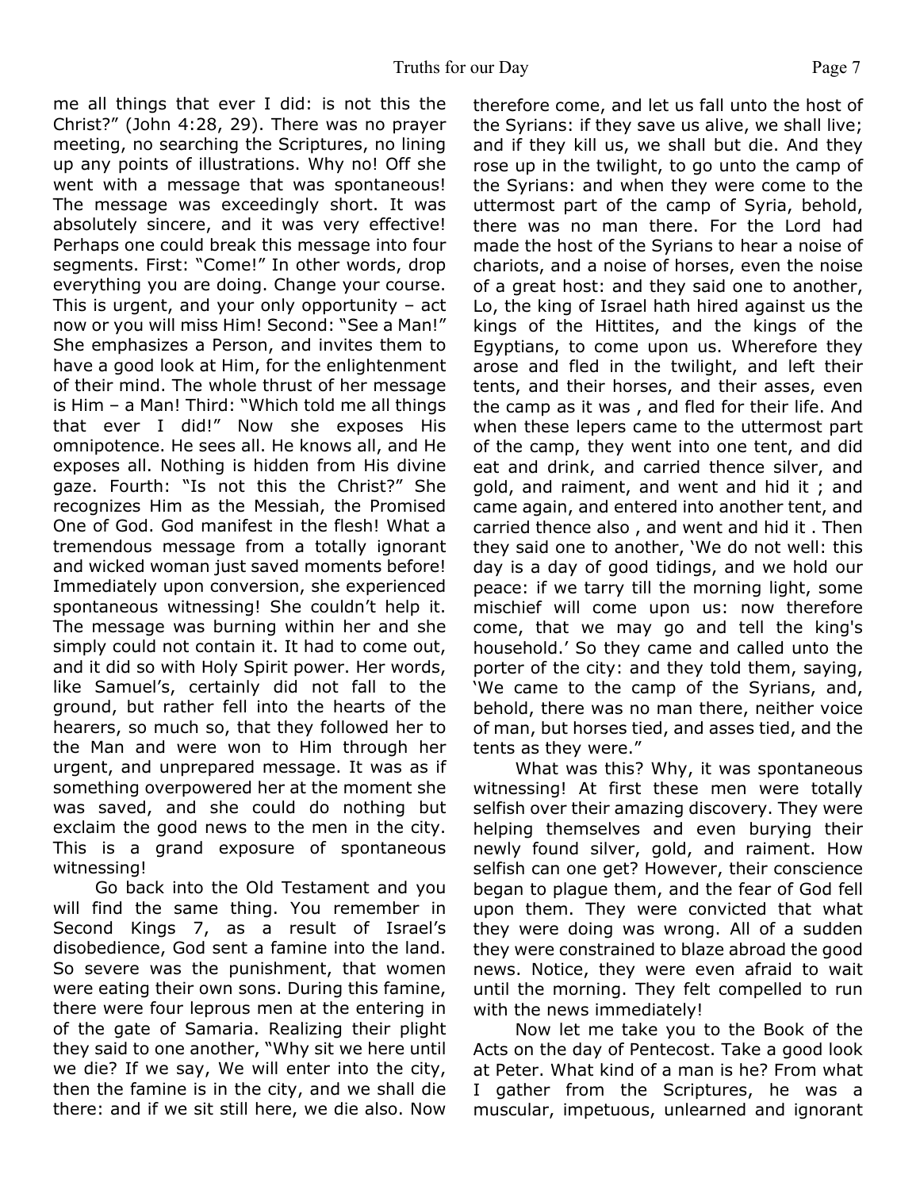me all things that ever I did: is not this the Christ?" (John 4:28, 29). There was no prayer meeting, no searching the Scriptures, no lining up any points of illustrations. Why no! Off she went with a message that was spontaneous! The message was exceedingly short. It was absolutely sincere, and it was very effective! Perhaps one could break this message into four segments. First: "Come!" In other words, drop everything you are doing. Change your course. This is urgent, and your only opportunity – act now or you will miss Him! Second: "See a Man!" She emphasizes a Person, and invites them to have a good look at Him, for the enlightenment of their mind. The whole thrust of her message is Him – a Man! Third: "Which told me all things that ever I did!" Now she exposes His omnipotence. He sees all. He knows all, and He exposes all. Nothing is hidden from His divine gaze. Fourth: "Is not this the Christ?" She recognizes Him as the Messiah, the Promised One of God. God manifest in the flesh! What a tremendous message from a totally ignorant and wicked woman just saved moments before! Immediately upon conversion, she experienced spontaneous witnessing! She couldn't help it. The message was burning within her and she simply could not contain it. It had to come out, and it did so with Holy Spirit power. Her words, like Samuel's, certainly did not fall to the ground, but rather fell into the hearts of the hearers, so much so, that they followed her to the Man and were won to Him through her urgent, and unprepared message. It was as if something overpowered her at the moment she was saved, and she could do nothing but exclaim the good news to the men in the city. This is a grand exposure of spontaneous witnessing!

Go back into the Old Testament and you will find the same thing. You remember in Second Kings 7, as a result of Israel's disobedience, God sent a famine into the land. So severe was the punishment, that women were eating their own sons. During this famine, there were four leprous men at the entering in of the gate of Samaria. Realizing their plight they said to one another, "Why sit we here until we die? If we say, We will enter into the city, then the famine is in the city, and we shall die there: and if we sit still here, we die also. Now therefore come, and let us fall unto the host of the Syrians: if they save us alive, we shall live; and if they kill us, we shall but die. And they rose up in the twilight, to go unto the camp of the Syrians: and when they were come to the uttermost part of the camp of Syria, behold, there was no man there. For the Lord had made the host of the Syrians to hear a noise of chariots, and a noise of horses, even the noise of a great host: and they said one to another, Lo, the king of Israel hath hired against us the kings of the Hittites, and the kings of the Egyptians, to come upon us. Wherefore they arose and fled in the twilight, and left their tents, and their horses, and their asses, even the camp as it was , and fled for their life. And when these lepers came to the uttermost part of the camp, they went into one tent, and did eat and drink, and carried thence silver, and gold, and raiment, and went and hid it ; and came again, and entered into another tent, and carried thence also , and went and hid it . Then they said one to another, 'We do not well: this day is a day of good tidings, and we hold our peace: if we tarry till the morning light, some mischief will come upon us: now therefore come, that we may go and tell the king's household.' So they came and called unto the porter of the city: and they told them, saying, 'We came to the camp of the Syrians, and, behold, there was no man there, neither voice of man, but horses tied, and asses tied, and the tents as they were."

What was this? Why, it was spontaneous witnessing! At first these men were totally selfish over their amazing discovery. They were helping themselves and even burying their newly found silver, gold, and raiment. How selfish can one get? However, their conscience began to plague them, and the fear of God fell upon them. They were convicted that what they were doing was wrong. All of a sudden they were constrained to blaze abroad the good news. Notice, they were even afraid to wait until the morning. They felt compelled to run with the news immediately!

Now let me take you to the Book of the Acts on the day of Pentecost. Take a good look at Peter. What kind of a man is he? From what I gather from the Scriptures, he was a muscular, impetuous, unlearned and ignorant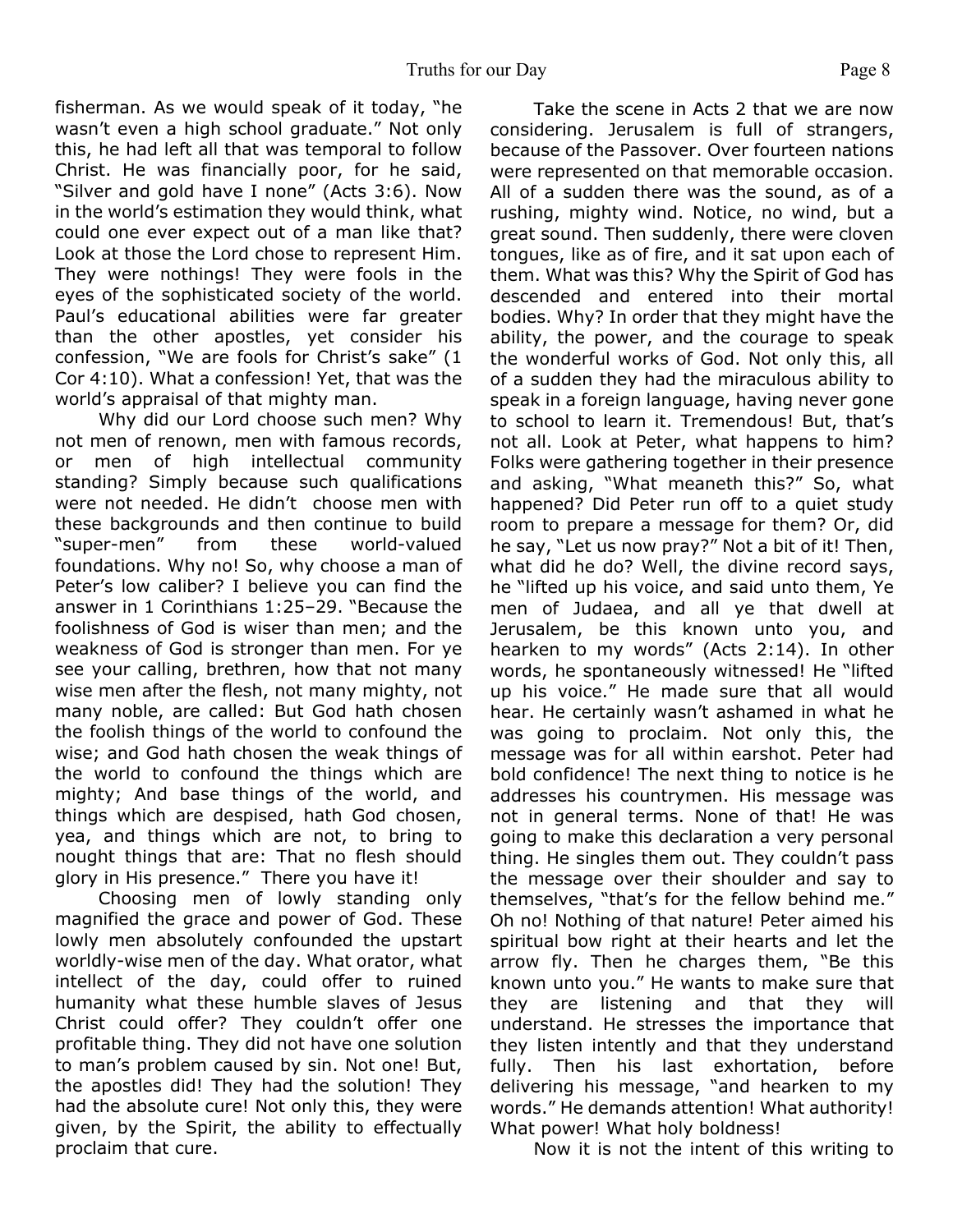fisherman. As we would speak of it today, "he wasn't even a high school graduate." Not only this, he had left all that was temporal to follow Christ. He was financially poor, for he said, "Silver and gold have I none" (Acts 3:6). Now in the world's estimation they would think, what could one ever expect out of a man like that? Look at those the Lord chose to represent Him. They were nothings! They were fools in the eyes of the sophisticated society of the world. Paul's educational abilities were far greater than the other apostles, yet consider his confession, "We are fools for Christ's sake" (1 Cor 4:10). What a confession! Yet, that was the world's appraisal of that mighty man.

Why did our Lord choose such men? Why not men of renown, men with famous records, or men of high intellectual community standing? Simply because such qualifications were not needed. He didn't choose men with these backgrounds and then continue to build "super-men" from these world-valued foundations. Why no! So, why choose a man of Peter's low caliber? I believe you can find the answer in 1 Corinthians 1:25–29. "Because the foolishness of God is wiser than men; and the weakness of God is stronger than men. For ye see your calling, brethren, how that not many wise men after the flesh, not many mighty, not many noble, are called: But God hath chosen the foolish things of the world to confound the wise; and God hath chosen the weak things of the world to confound the things which are mighty; And base things of the world, and things which are despised, hath God chosen, yea, and things which are not, to bring to nought things that are: That no flesh should glory in His presence." There you have it!

Choosing men of lowly standing only magnified the grace and power of God. These lowly men absolutely confounded the upstart worldly-wise men of the day. What orator, what intellect of the day, could offer to ruined humanity what these humble slaves of Jesus Christ could offer? They couldn't offer one profitable thing. They did not have one solution to man's problem caused by sin. Not one! But, the apostles did! They had the solution! They had the absolute cure! Not only this, they were given, by the Spirit, the ability to effectually proclaim that cure.

Take the scene in Acts 2 that we are now considering. Jerusalem is full of strangers, because of the Passover. Over fourteen nations were represented on that memorable occasion. All of a sudden there was the sound, as of a rushing, mighty wind. Notice, no wind, but a great sound. Then suddenly, there were cloven tongues, like as of fire, and it sat upon each of them. What was this? Why the Spirit of God has descended and entered into their mortal bodies. Why? In order that they might have the ability, the power, and the courage to speak the wonderful works of God. Not only this, all of a sudden they had the miraculous ability to speak in a foreign language, having never gone to school to learn it. Tremendous! But, that's not all. Look at Peter, what happens to him? Folks were gathering together in their presence and asking, "What meaneth this?" So, what happened? Did Peter run off to a quiet study room to prepare a message for them? Or, did he say, "Let us now pray?" Not a bit of it! Then, what did he do? Well, the divine record says, he "lifted up his voice, and said unto them, Ye men of Judaea, and all ye that dwell at Jerusalem, be this known unto you, and hearken to my words" (Acts 2:14). In other words, he spontaneously witnessed! He "lifted up his voice." He made sure that all would hear. He certainly wasn't ashamed in what he was going to proclaim. Not only this, the message was for all within earshot. Peter had bold confidence! The next thing to notice is he addresses his countrymen. His message was not in general terms. None of that! He was going to make this declaration a very personal thing. He singles them out. They couldn't pass the message over their shoulder and say to themselves, "that's for the fellow behind me." Oh no! Nothing of that nature! Peter aimed his spiritual bow right at their hearts and let the arrow fly. Then he charges them, "Be this known unto you." He wants to make sure that they are listening and that they will understand. He stresses the importance that they listen intently and that they understand fully. Then his last exhortation, before delivering his message, "and hearken to my words." He demands attention! What authority! What power! What holy boldness!

Now it is not the intent of this writing to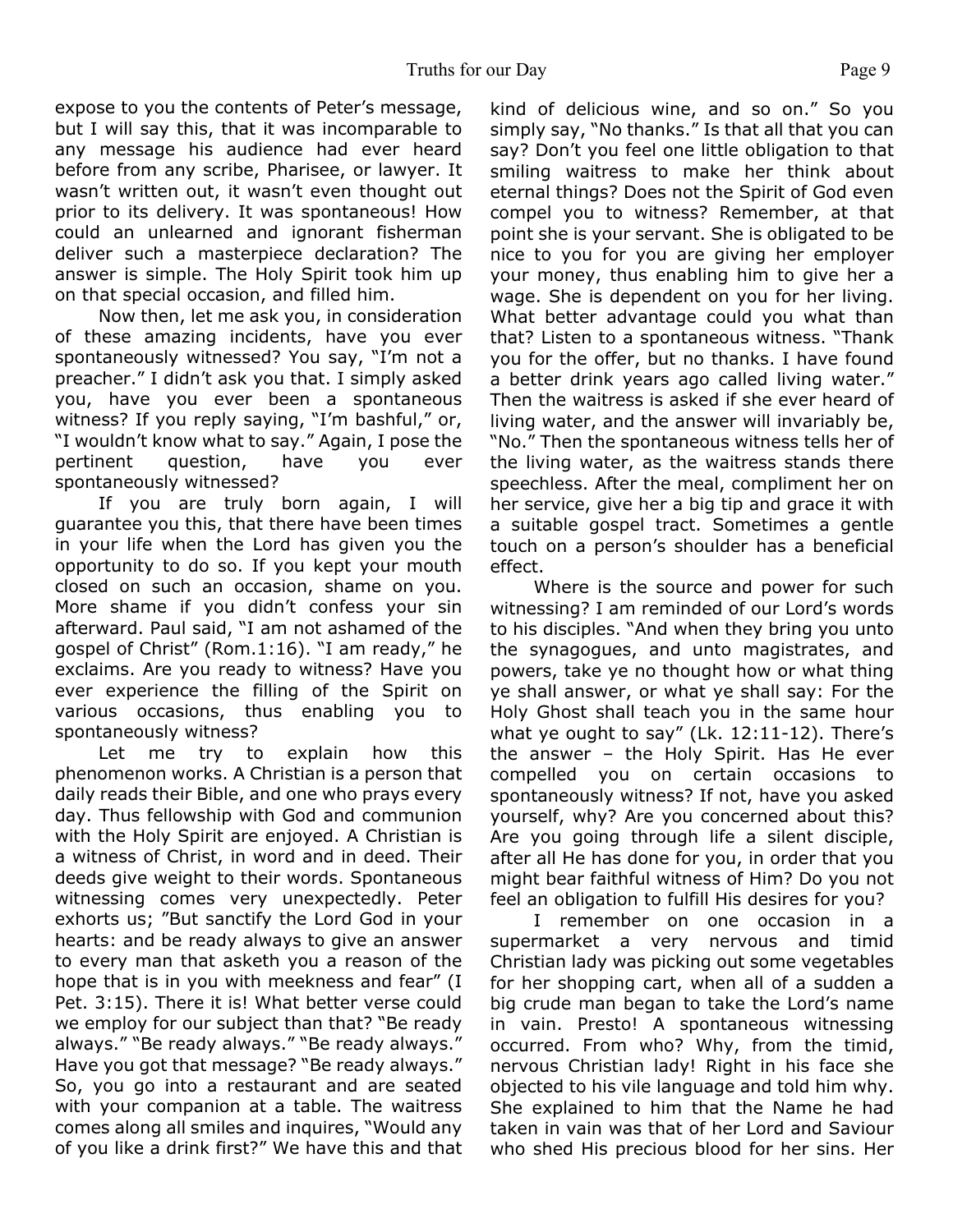expose to you the contents of Peter's message, but I will say this, that it was incomparable to any message his audience had ever heard before from any scribe, Pharisee, or lawyer. It wasn't written out, it wasn't even thought out prior to its delivery. It was spontaneous! How could an unlearned and ignorant fisherman deliver such a masterpiece declaration? The answer is simple. The Holy Spirit took him up on that special occasion, and filled him.

Now then, let me ask you, in consideration of these amazing incidents, have you ever spontaneously witnessed? You say, "I'm not a preacher." I didn't ask you that. I simply asked you, have you ever been a spontaneous witness? If you reply saying, "I'm bashful," or, "I wouldn't know what to say." Again, I pose the pertinent question, have you ever spontaneously witnessed?

If you are truly born again, I will guarantee you this, that there have been times in your life when the Lord has given you the opportunity to do so. If you kept your mouth closed on such an occasion, shame on you. More shame if you didn't confess your sin afterward. Paul said, "I am not ashamed of the gospel of Christ" (Rom.1:16). "I am ready," he exclaims. Are you ready to witness? Have you ever experience the filling of the Spirit on various occasions, thus enabling you to spontaneously witness?

Let me try to explain how this phenomenon works. A Christian is a person that daily reads their Bible, and one who prays every day. Thus fellowship with God and communion with the Holy Spirit are enjoyed. A Christian is a witness of Christ, in word and in deed. Their deeds give weight to their words. Spontaneous witnessing comes very unexpectedly. Peter exhorts us; "But sanctify the Lord God in your hearts: and be ready always to give an answer to every man that asketh you a reason of the hope that is in you with meekness and fear" (I Pet. 3:15). There it is! What better verse could we employ for our subject than that? "Be ready always." "Be ready always." "Be ready always." Have you got that message? "Be ready always." So, you go into a restaurant and are seated with your companion at a table. The waitress comes along all smiles and inquires, "Would any of you like a drink first?" We have this and that kind of delicious wine, and so on." So you simply say, "No thanks." Is that all that you can say? Don't you feel one little obligation to that smiling waitress to make her think about eternal things? Does not the Spirit of God even compel you to witness? Remember, at that point she is your servant. She is obligated to be nice to you for you are giving her employer your money, thus enabling him to give her a wage. She is dependent on you for her living. What better advantage could you what than that? Listen to a spontaneous witness. "Thank you for the offer, but no thanks. I have found a better drink years ago called living water." Then the waitress is asked if she ever heard of living water, and the answer will invariably be, "No." Then the spontaneous witness tells her of the living water, as the waitress stands there speechless. After the meal, compliment her on her service, give her a big tip and grace it with a suitable gospel tract. Sometimes a gentle touch on a person's shoulder has a beneficial effect.

Where is the source and power for such witnessing? I am reminded of our Lord's words to his disciples. "And when they bring you unto the synagogues, and unto magistrates, and powers, take ye no thought how or what thing ye shall answer, or what ye shall say: For the Holy Ghost shall teach you in the same hour what ye ought to say" (Lk. 12:11-12). There's the answer – the Holy Spirit. Has He ever compelled you on certain occasions to spontaneously witness? If not, have you asked yourself, why? Are you concerned about this? Are you going through life a silent disciple, after all He has done for you, in order that you might bear faithful witness of Him? Do you not feel an obligation to fulfill His desires for you?

I remember on one occasion in a supermarket a very nervous and timid Christian lady was picking out some vegetables for her shopping cart, when all of a sudden a big crude man began to take the Lord's name in vain. Presto! A spontaneous witnessing occurred. From who? Why, from the timid, nervous Christian lady! Right in his face she objected to his vile language and told him why. She explained to him that the Name he had taken in vain was that of her Lord and Saviour who shed His precious blood for her sins. Her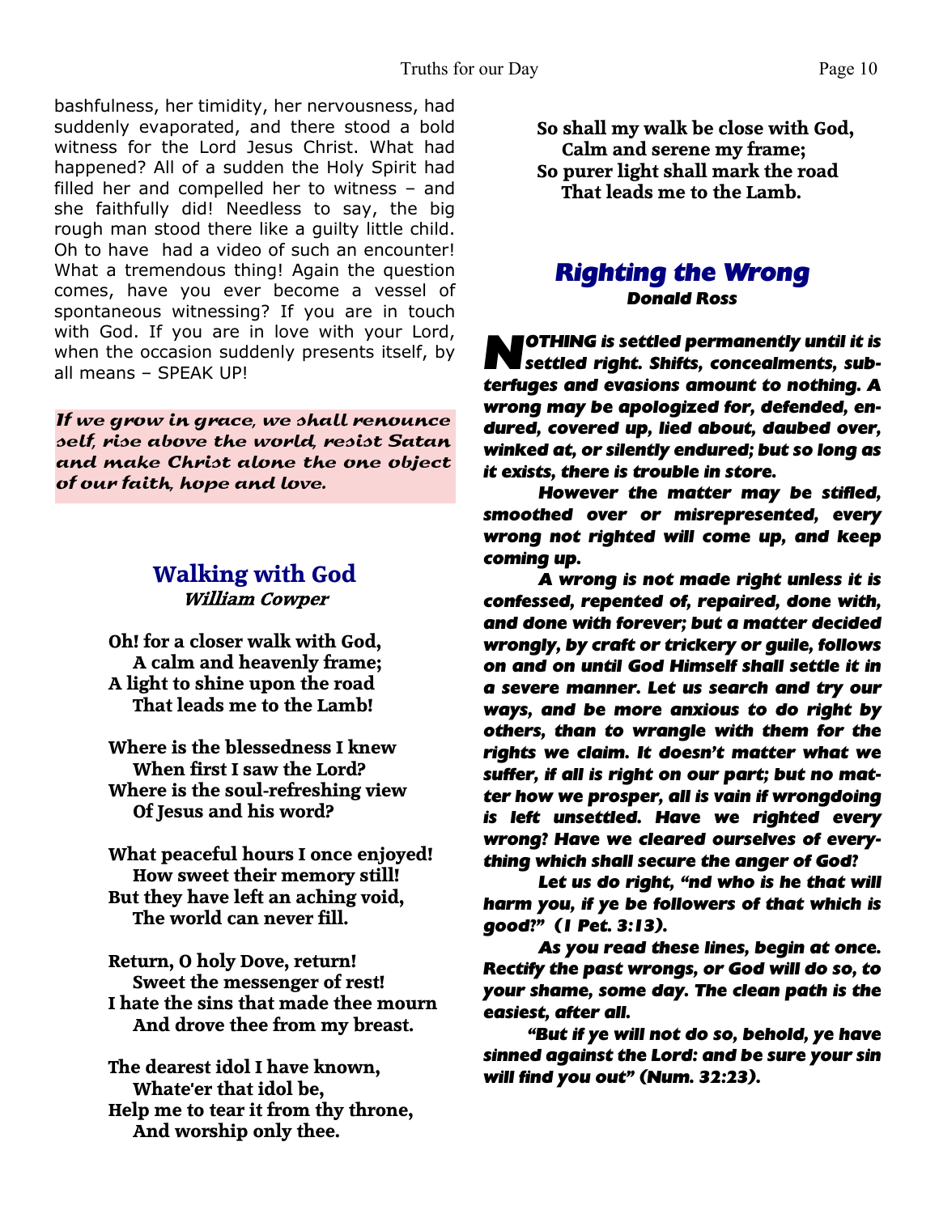bashfulness, her timidity, her nervousness, had suddenly evaporated, and there stood a bold witness for the Lord Jesus Christ. What had happened? All of a sudden the Holy Spirit had filled her and compelled her to witness – and she faithfully did! Needless to say, the big rough man stood there like a guilty little child. Oh to have had a video of such an encounter! What a tremendous thing! Again the question comes, have you ever become a vessel of spontaneous witnessing? If you are in touch with God. If you are in love with your Lord, when the occasion suddenly presents itself, by all means – SPEAK UP!

*If we grow in grace, we shall renounce self, rise above the world, resist Satan and make Christ alone the one object of our faith, hope and love.*

## Walking with God

*William Cowper*

**Oh! for a closer walk with God,**
**A calm and heavenly frame;**
**A light to shine upon the road**
**That leads me to the Lamb!**

**Where is the blessedness I knew**
**When first I saw the Lord?**
**Where is the soul-refreshing view**
**Of Jesus and his word?**

**What peaceful hours I once enjoyed!**
**How sweet their memory still!**
**But they have left an aching void,**
**The world can never fill.**

**Return, O holy Dove, return!**
**Sweet the messenger of rest!**
**I hate the sins that made thee mourn**
**And drove thee from my breast.**

**The dearest idol I have known,**
**Whate'er that idol be,**
**Help me to tear it from thy throne,**
**And worship only thee.**

**So shall my walk be close with God,**
**Calm and serene my frame;**
**So purer light shall mark the road**
**That leads me to the Lamb.**

## Righting the Wrong

***Donald Ross***

***NOTHING is settled permanently until it is settled right. Shifts, concealments, subterfuges and evasions amount to nothing. A wrong may be apologized for, defended, endured, covered up, lied about, daubed over, winked at, or silently endured; but so long as it exists, there is trouble in store.***

***However the matter may be stifled, smoothed over or misrepresented, every wrong not righted will come up, and keep coming up.***

***A wrong is not made right unless it is confessed, repented of, repaired, done with, and done with forever; but a matter decided wrongly, by craft or trickery or guile, follows on and on until God Himself shall settle it in a severe manner. Let us search and try our ways, and be more anxious to do right by others, than to wrangle with them for the rights we claim. It doesn't matter what we suffer, if all is right on our part; but no matter how we prosper, all is vain if wrongdoing is left unsettled. Have we righted every wrong? Have we cleared ourselves of everything which shall secure the anger of God?***

***Let us do right, "nd who is he that will harm you, if ye be followers of that which is good?" (I Pet. 3:13).***

***As you read these lines, begin at once. Rectify the past wrongs, or God will do so, to your shame, some day. The clean path is the easiest, after all.***

***"But if ye will not do so, behold, ye have sinned against the Lord: and be sure your sin will find you out" (Num. 32:23).***